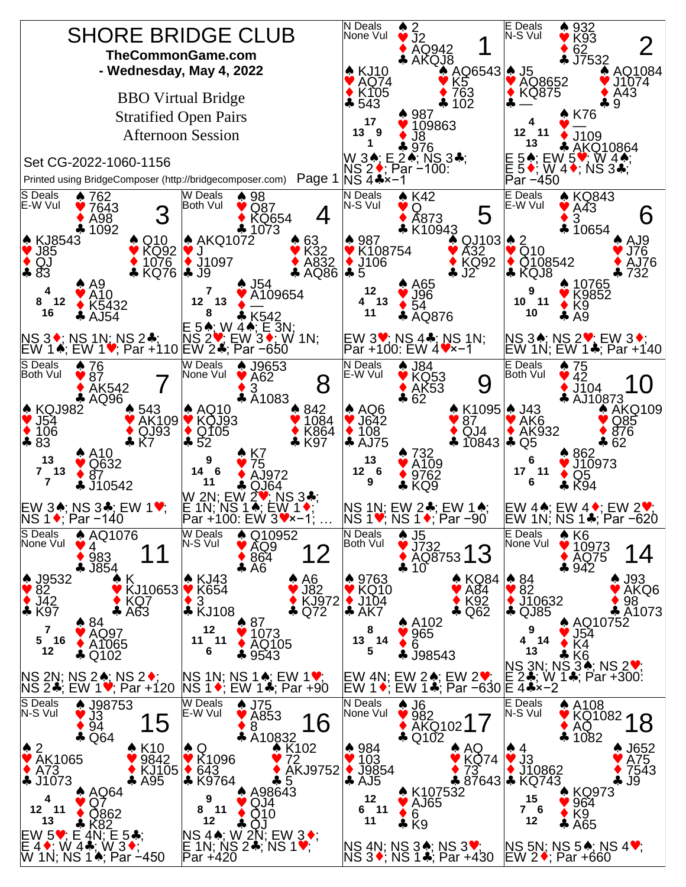# SHORE BRIDGE CLUB

**TheCommonGame.com**

**- Wednesday, May 4, 2022**

BBO Virtual Bridge

Stratified Open Pairs

Afternoon Session

Set CG-2022-1060-1156

Printed using BridgeComposer (http://bridgecomposer.com)

---

## Board 1

N Deals, None Vul

- North: ♠ 2 ♥ J2 ♦ AQ942 ♣ AKQJ8
- West: ♠ KJ10 ♥ AQ74 ♦ K105 ♣ 543
- East: ♠ AQ6543 ♥ K5 ♦ 763 ♣ 102
- South: ♠ 987 ♥ 109863 ♦ J8 ♣ 976

HCP: N 17, W 13, E 9, S 1

W 3♠; E 2♠; NS 3♣; NS 2♦; Par −100: NS 4♣×−1

## Board 2

E Deals, N-S Vul

- North: ♠ 932 ♥ K93 ♦ 62 ♣ J7532
- West: ♠ J5 ♥ AQ8652 ♦ KQ875 ♣ —
- East: ♠ AQ1084 ♥ J1074 ♦ A43 ♣ 9
- South: ♠ K76 ♥ — ♦ J109 ♣ AKQ10864

HCP: N 4, W 12, E 11, S 13

E 5♠; EW 5♥; W 4♠; E 5♦; W 4♦; NS 3♣; Par −450

## Board 3

S Deals, E-W Vul

- North: ♠ 762 ♥ 7643 ♦ A98 ♣ 1092
- West: ♠ KJ8543 ♥ J85 ♦ QJ ♣ 83
- East: ♠ Q10 ♥ KQ92 ♦ 1076 ♣ KQ76
- South: ♠ A9 ♥ A10 ♦ K5432 ♣ AJ54

HCP: N 4, W 8, E 12, S 16

NS 3♦; NS 1N; NS 2♣; EW 1♠; EW 1♥; Par +110

## Board 4

W Deals, Both Vul

- North: ♠ 98 ♥ Q87 ♦ KQ654 ♣ 1073
- West: ♠ AKQ1072 ♥ J ♦ J1097 ♣ J9
- East: ♠ 63 ♥ K32 ♦ A832 ♣ AQ86
- South: ♠ J54 ♥ A109654 ♦ — ♣ K542

HCP: N 7, W 12, E 13, S 8

E 5♠; W 4♠; E 3N; NS 2♥; EW 3♦; W 1N; EW 2♣; Par −650

## Board 5

N Deals, N-S Vul

- North: ♠ K42 ♥ Q ♦ A873 ♣ K10943
- West: ♠ 987 ♥ K108754 ♦ J106 ♣ 5
- East: ♠ QJ103 ♥ A32 ♦ KQ92 ♣ J2
- South: ♠ A65 ♥ J96 ♦ 54 ♣ AQ876

HCP: N 12, W 4, E 13, S 11

EW 3♥; NS 4♣; NS 1N; Par +100: EW 4♥×−1

## Board 6

E Deals, E-W Vul

- North: ♠ KQ843 ♥ A43 ♦ 3 ♣ 10654
- West: ♠ 2 ♥ Q10 ♦ Q108542 ♣ KQJ8
- East: ♠ AJ9 ♥ J76 ♦ AJ76 ♣ 732
- South: ♠ 10765 ♥ K9852 ♦ K9 ♣ A9

HCP: N 9, W 10, E 11, S 10

NS 3♠; NS 2♥; EW 3♦; EW 1N; EW 1♣; Par +140

## Board 7

S Deals, Both Vul

- North: ♠ 76 ♥ 87 ♦ AK542 ♣ AQ96
- West: ♠ KQJ982 ♥ J54 ♦ 106 ♣ 83
- East: ♠ 543 ♥ AK109 ♦ QJ93 ♣ K7
- South: ♠ A10 ♥ Q632 ♦ 87 ♣ J10542

HCP: N 13, W 7, E 13, S 7

EW 3♠; NS 3♣; EW 1♥; NS 1♦; Par −140

## Board 8

W Deals, None Vul

- North: ♠ J9653 ♥ A62 ♦ 3 ♣ A1083
- West: ♠ AQ10 ♥ KQJ93 ♦ Q105 ♣ 52
- East: ♠ 842 ♥ 1084 ♦ K864 ♣ K97
- South: ♠ K7 ♥ 75 ♦ AJ972 ♣ QJ64

HCP: N 9, W 14, E 6, S 11

W 2N; EW 2♥; NS 3♣; E 1N; NS 1♠; EW 1♦; Par +100: EW 3♥×−1; …

## Board 9

N Deals, E-W Vul

- North: ♠ J84 ♥ KQ53 ♦ AK53 ♣ 62
- West: ♠ AQ6 ♥ J642 ♦ 108 ♣ AJ75
- East: ♠ K1095 ♥ 87 ♦ QJ4 ♣ 10843
- South: ♠ 732 ♥ A109 ♦ 9762 ♣ KQ9

HCP: N 13, W 12, E 6, S 9

NS 1N; EW 2♣; EW 1♠; NS 1♥; NS 1♦; Par −90

## Board 10

E Deals, Both Vul

- North: ♠ 75 ♥ 42 ♦ J104 ♣ AJ10873
- West: ♠ J43 ♥ AK6 ♦ AK932 ♣ Q5
- East: ♠ AKQ109 ♥ Q85 ♦ 876 ♣ 62
- South: ♠ 862 ♥ J10973 ♦ Q5 ♣ K94

HCP: N 6, W 17, E 11, S 6

EW 4♠; EW 4♦; EW 2♥; EW 1N; NS 1♣; Par −620

## Board 11

S Deals, None Vul

- North: ♠ AQ1076 ♥ 4 ♦ 983 ♣ J854
- West: ♠ J9532 ♥ 82 ♦ J42 ♣ K97
- East: ♠ K ♥ KJ10653 ♦ KQ7 ♣ A63
- South: ♠ 84 ♥ AQ97 ♦ A1065 ♣ Q102

HCP: N 7, W 5, E 16, S 12

NS 2N; NS 2♠; NS 2♦; NS 2♣; EW 1♥; Par +120

## Board 12

W Deals, N-S Vul

- North: ♠ Q10952 ♥ AQ9 ♦ 864 ♣ A6
- West: ♠ KJ43 ♥ K654 ♦ 3 ♣ KJ108
- East: ♠ A6 ♥ J82 ♦ KJ972 ♣ Q72
- South: ♠ 87 ♥ 1073 ♦ AQ105 ♣ 9543

HCP: N 12, W 11, E 11, S 6

NS 1N; NS 1♠; EW 1♥; NS 1♦; EW 1♣; Par +90

## Board 13

N Deals, Both Vul

- North: ♠ J5 ♥ J732 ♦ AQ8753 ♣ 10
- West: ♠ 9763 ♥ KQ10 ♦ J104 ♣ AK7
- East: ♠ KQ84 ♥ A84 ♦ K92 ♣ Q62
- South: ♠ A102 ♥ 965 ♦ 6 ♣ J98543

HCP: N 8, W 13, E 14, S 5

EW 4N; EW 2♠; EW 2♥; EW 1♦; EW 1♣; Par −630

## Board 14

E Deals, None Vul

- North: ♠ K6 ♥ 10973 ♦ AQ75 ♣ 942
- West: ♠ 84 ♥ 82 ♦ J10632 ♣ QJ85
- East: ♠ J93 ♥ AKQ6 ♦ 98 ♣ A1073
- South: ♠ AQ10752 ♥ J54 ♦ K4 ♣ K6

HCP: N 9, W 4, E 14, S 13

NS 3N; NS 3♠; NS 2♥; E 2♣; W 1♣; Par +300: E 4♣×−2

## Board 15

S Deals, N-S Vul

- North: ♠ J98753 ♥ J3 ♦ 94 ♣ Q64
- West: ♠ 2 ♥ AK1065 ♦ A73 ♣ J1073
- East: ♠ K10 ♥ 9842 ♦ KJ105 ♣ A95
- South: ♠ AQ64 ♥ Q7 ♦ Q862 ♣ K82

HCP: N 4, W 12, E 11, S 13

EW 5♥; E 4N; E 5♣; E 4♦; W 4♣; W 3♦; W 1N; NS 1♠; Par −450

## Board 16

W Deals, E-W Vul

- North: ♠ J75 ♥ A853 ♦ 8 ♣ A10832
- West: ♠ Q ♥ K1096 ♦ 643 ♣ K9764
- East: ♠ K102 ♥ 72 ♦ AKJ9752 ♣ 5
- South: ♠ A98643 ♥ QJ4 ♦ Q10 ♣ QJ

HCP: N 9, W 8, E 11, S 12

NS 4♠; W 2N; EW 3♦; E 1N; NS 2♣; NS 1♥; Par +420

## Board 17

N Deals, None Vul

- North: ♠ J6 ♥ 982 ♦ AKQ102 ♣ Q102
- West: ♠ 984 ♥ 103 ♦ J9854 ♣ AJ5
- East: ♠ AQ ♥ KQ74 ♦ 73 ♣ 87643
- South: ♠ K107532 ♥ AJ65 ♦ 6 ♣ K9

HCP: N 12, W 6, E 11, S 11

NS 4N; NS 3♠; NS 3♥; NS 3♦; NS 1♣; Par +430

## Board 18

E Deals, N-S Vul

- North: ♠ A108 ♥ KQ1082 ♦ AQ ♣ 1082
- West: ♠ 4 ♥ J3 ♦ J10862 ♣ KQ743
- East: ♠ J652 ♥ A75 ♦ 7543 ♣ J9
- South: ♠ KQ973 ♥ 964 ♦ K9 ♣ A65

HCP: N 15, W 7, E 6, S 12

NS 5N; NS 5♠; NS 4♥; EW 2♦; Par +660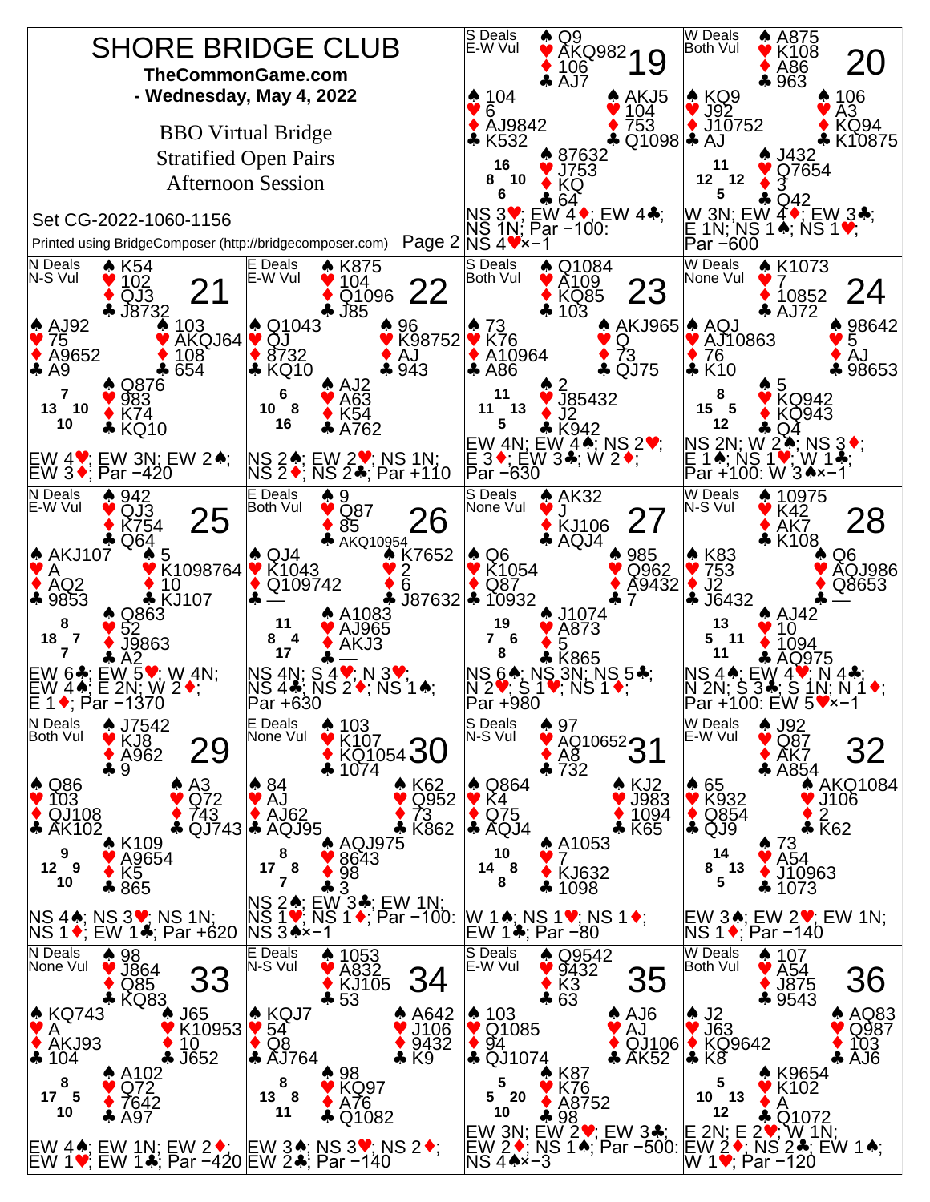# SHORE BRIDGE CLUB

**TheCommonGame.com**

**- Wednesday, May 4, 2022**

BBO Virtual Bridge
Stratified Open Pairs
Afternoon Session

Set CG-2022-1060-1156

Printed using BridgeComposer (http://bridgecomposer.com)

---

## Board 19

S Deals, E-W Vul

North: ♠ Q9 ♥ AKQ982 ♦ 106 ♣ AJ7

West: ♠ 104 ♥ 6 ♦ AJ9842 ♣ K532

East: ♠ AKJ5 ♥ 104 ♦ 753 ♣ Q1098

South: ♠ 87632 ♥ J753 ♦ KQ ♣ 64

HCP: N 16, W 8, E 10, S 6

NS 3♥; EW 4♦; EW 4♣; NS 1N; Par −100: NS 4♥×−1

---

## Board 20

W Deals, Both Vul

North: ♠ A875 ♥ K108 ♦ A86 ♣ 963

West: ♠ KQ9 ♥ J92 ♦ J10752 ♣ AJ

East: ♠ 106 ♥ A3 ♦ KQ94 ♣ K10875

South: ♠ J432 ♥ Q7654 ♦ 3 ♣ Q42

HCP: N 11, W 12, E 12, S 5

W 3N; EW 4♦; EW 3♣; E 1N; NS 1♠; NS 1♥; Par −600

---

## Board 21

N Deals, N-S Vul

North: ♠ K54 ♥ 102 ♦ QJ3 ♣ J8732

West: ♠ AJ92 ♥ 75 ♦ A9652 ♣ A9

East: ♠ 103 ♥ AKQJ64 ♦ 108 ♣ 654

South: ♠ Q876 ♥ 983 ♦ K74 ♣ KQ10

HCP: N 7, W 13, E 10, S 10

EW 4♥; EW 3N; EW 2♠; EW 3♦; Par −420

---

## Board 22

E Deals, E-W Vul

North: ♠ K875 ♥ 104 ♦ Q1096 ♣ J85

West: ♠ Q1043 ♥ QJ ♦ 8732 ♣ KQ10

East: ♠ 96 ♥ K98752 ♦ AJ ♣ 943

South: ♠ AJ2 ♥ A63 ♦ K54 ♣ A762

HCP: N 6, W 10, E 8, S 16

NS 2♠; EW 2♥; NS 1N; NS 2♦; NS 2♣; Par +110

---

## Board 23

S Deals, Both Vul

North: ♠ Q1084 ♥ A109 ♦ KQ85 ♣ 103

West: ♠ 73 ♥ K76 ♦ A10964 ♣ A86

East: ♠ AKJ965 ♥ Q ♦ 73 ♣ QJ75

South: ♠ 2 ♥ J85432 ♦ J2 ♣ K942

HCP: N 11, W 11, E 13, S 5

EW 4N; EW 4♠; NS 2♥; E 3♦; EW 3♣; W 2♦; Par −630

---

## Board 24

W Deals, None Vul

North: ♠ K1073 ♥ 7 ♦ 10852 ♣ AJ72

West: ♠ AQJ ♥ AJ10863 ♦ 76 ♣ K10

East: ♠ 98642 ♥ 5 ♦ AJ ♣ 98653

South: ♠ 5 ♥ KQ942 ♦ KQ943 ♣ Q4

HCP: N 8, W 15, E 5, S 12

NS 2N; W 2♠; NS 3♦; E 1♠; NS 1♥; W 1♣; Par +100: W 3♠×−1

---

## Board 25

N Deals, E-W Vul

North: ♠ 942 ♥ QJ3 ♦ K754 ♣ Q64

West: ♠ AKJ107 ♥ A ♦ AQ2 ♣ 9853

East: ♠ 5 ♥ K1098764 ♦ 10 ♣ KJ107

South: ♠ Q863 ♥ 52 ♦ J9863 ♣ A2

HCP: N 8, W 18, E 7, S 7

EW 6♣; EW 5♥; W 4N; EW 4♠; E 2N; W 2♦; E 1♦; Par −1370

---

## Board 26

E Deals, Both Vul

North: ♠ 9 ♥ Q87 ♦ 85 ♣ AKQ10954

West: ♠ QJ4 ♥ K1043 ♦ Q109742 ♣ —

East: ♠ K7652 ♥ 2 ♦ 6 ♣ J87632

South: ♠ A1083 ♥ AJ965 ♦ AKJ3 ♣ —

HCP: N 11, W 8, E 4, S 17

NS 4N; S 4♥; N 3♥; NS 4♣; NS 2♦; NS 1♠; Par +630

---

## Board 27

S Deals, None Vul

North: ♠ AK32 ♥ J ♦ KJ106 ♣ AQJ4

West: ♠ Q6 ♥ K1054 ♦ Q87 ♣ 10932

East: ♠ 985 ♥ Q962 ♦ A9432 ♣ 7

South: ♠ J1074 ♥ A873 ♦ 5 ♣ K865

HCP: N 19, W 7, E 6, S 8

NS 6♠; NS 3N; NS 5♣; N 2♥; S 1♥; NS 1♦; Par +980

---

## Board 28

W Deals, N-S Vul

North: ♠ 10975 ♥ K42 ♦ AK7 ♣ K108

West: ♠ K83 ♥ 753 ♦ J2 ♣ J6432

East: ♠ Q6 ♥ AQJ986 ♦ Q8653 ♣ —

South: ♠ AJ42 ♥ 10 ♦ 1094 ♣ AQ975

HCP: N 13, W 5, E 11, S 11

NS 4♠; EW 4♥; N 4♣; N 2N; S 3♣; S 1N; N 1♦; Par +100: EW 5♥×−1

---

## Board 29

N Deals, Both Vul

North: ♠ J7542 ♥ KJ8 ♦ A962 ♣ 9

West: ♠ Q86 ♥ 103 ♦ QJ108 ♣ AK102

East: ♠ A3 ♥ Q72 ♦ 743 ♣ QJ743

South: ♠ K109 ♥ A9654 ♦ K5 ♣ 865

HCP: N 9, W 12, E 9, S 10

NS 4♠; NS 3♥; NS 1N; NS 1♦; EW 1♣; Par +620

---

## Board 30

E Deals, None Vul

North: ♠ 103 ♥ K107 ♦ KQ1054 ♣ 1074

West: ♠ 84 ♥ AJ ♦ AJ62 ♣ AQJ95

East: ♠ K62 ♥ Q952 ♦ 73 ♣ K862

South: ♠ AQJ975 ♥ 8643 ♦ 98 ♣ 3

HCP: N 8, W 17, E 8, S 7

NS 2♠; EW 3♣; EW 1N; NS 1♥; NS 1♦; Par −100: NS 3♠×−1

---

## Board 31

S Deals, N-S Vul

North: ♠ 97 ♥ AQ10652 ♦ A8 ♣ 732

West: ♠ Q864 ♥ K4 ♦ Q75 ♣ AQJ4

East: ♠ KJ2 ♥ J983 ♦ 1094 ♣ K65

South: ♠ A1053 ♥ 7 ♦ KJ632 ♣ 1098

HCP: N 10, W 14, E 8, S 8

W 1♠; NS 1♥; NS 1♦; EW 1♣; Par −80

---

## Board 32

W Deals, E-W Vul

North: ♠ J92 ♥ Q87 ♦ AK7 ♣ A854

West: ♠ 65 ♥ K932 ♦ Q854 ♣ QJ9

East: ♠ AKQ1084 ♥ J106 ♦ 2 ♣ K62

South: ♠ 73 ♥ A54 ♦ J10963 ♣ 1073

HCP: N 14, W 8, E 13, S 5

EW 3♠; EW 2♥; EW 1N; NS 1♦; Par −140

---

## Board 33

N Deals, None Vul

North: ♠ 98 ♥ J864 ♦ Q85 ♣ KQ83

West: ♠ KQ743 ♥ A ♦ AKJ93 ♣ 104

East: ♠ J65 ♥ K10953 ♦ 10 ♣ J652

South: ♠ A102 ♥ Q72 ♦ 7642 ♣ A97

HCP: N 8, W 17, E 5, S 10

EW 4♠; EW 1N; EW 2♦; EW 1♥; EW 1♣; Par −420

---

## Board 34

E Deals, N-S Vul

North: ♠ 1053 ♥ A832 ♦ KJ105 ♣ 53

West: ♠ KQJ7 ♥ 54 ♦ Q8 ♣ AJ764

East: ♠ A642 ♥ J106 ♦ 9432 ♣ K9

South: ♠ 98 ♥ KQ97 ♦ A76 ♣ Q1082

HCP: N 8, W 13, E 8, S 11

EW 3♠; NS 3♥; NS 2♦; EW 2♣; Par −140

---

## Board 35

S Deals, E-W Vul

North: ♠ Q9542 ♥ 9432 ♦ K3 ♣ 63

West: ♠ 103 ♥ Q1085 ♦ 94 ♣ QJ1074

East: ♠ AJ6 ♥ AJ ♦ QJ106 ♣ AK52

South: ♠ K87 ♥ K76 ♦ A8752 ♣ 98

HCP: N 5, W 5, E 20, S 10

EW 3N; EW 2♥; EW 3♣; EW 2♦; NS 1♠; Par −500: NS 4♠×−3

---

## Board 36

W Deals, Both Vul

North: ♠ 107 ♥ A54 ♦ J875 ♣ 9543

West: ♠ J2 ♥ J63 ♦ KQ9642 ♣ K8

East: ♠ AQ83 ♥ Q987 ♦ 103 ♣ AJ6

South: ♠ K9654 ♥ K102 ♦ A ♣ Q1072

HCP: N 5, W 10, E 13, S 12

E 2N; E 2♥; W 1N; EW 2♦; NS 2♣; EW 1♠; W 1♥; Par −120